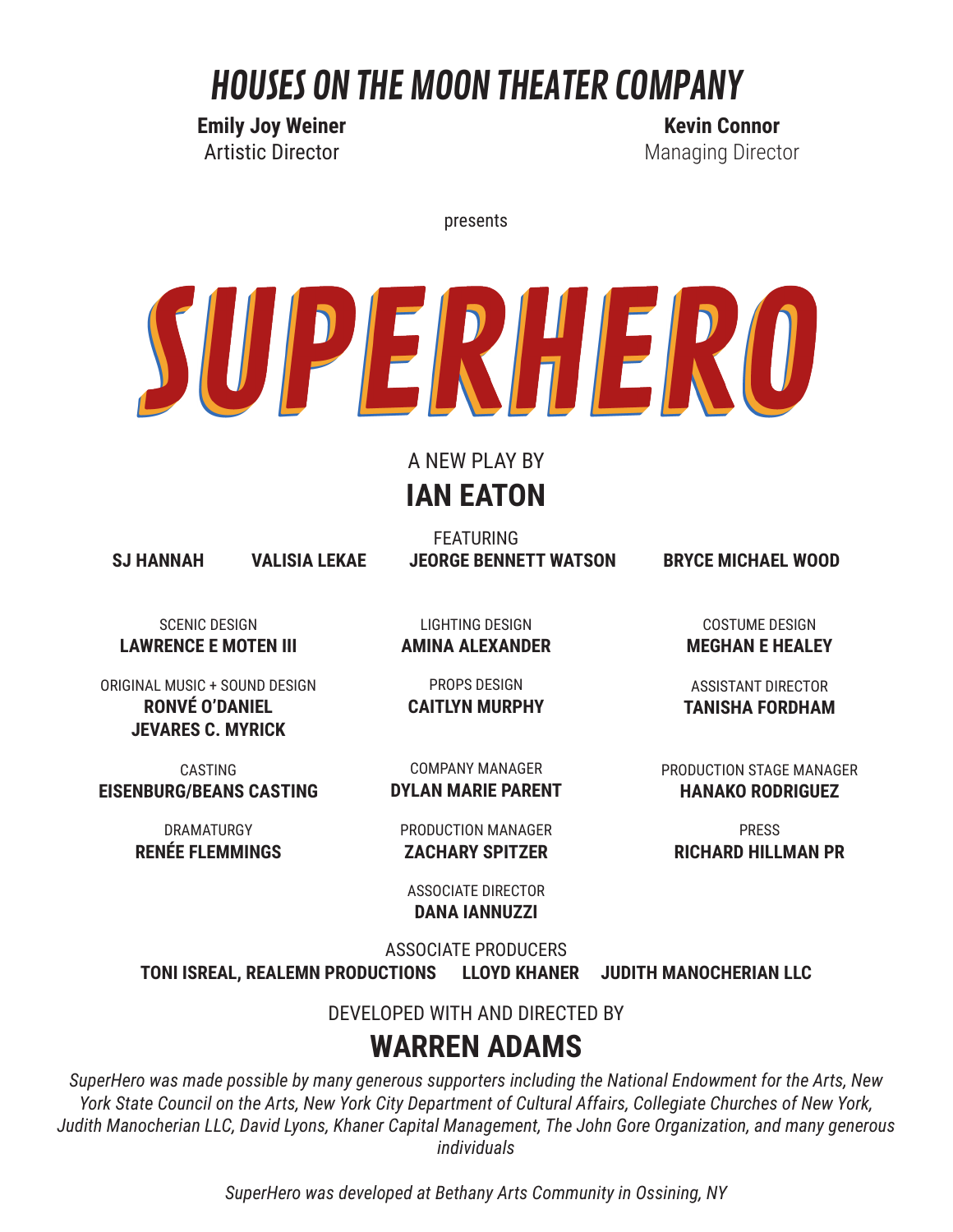# *HOUSES ON THE MOON THEATER COMPANY*

**Emily Joy Weiner**
Artistic Director

**Kevin Connor**
Managing Director

presents

# *SUPERHERO*

A NEW PLAY BY

## IAN EATON

FEATURING

**SJ HANNAH** **VALISIA LEKAE** **JEORGE BENNETT WATSON** **BRYCE MICHAEL WOOD**

SCENIC DESIGN
**LAWRENCE E MOTEN III**

LIGHTING DESIGN
**AMINA ALEXANDER**

COSTUME DESIGN
**MEGHAN E HEALEY**

ORIGINAL MUSIC + SOUND DESIGN
**RONVÉ O'DANIEL**
**JEVARES C. MYRICK**

PROPS DESIGN
**CAITLYN MURPHY**

ASSISTANT DIRECTOR
**TANISHA FORDHAM**

CASTING
**EISENBURG/BEANS CASTING**

COMPANY MANAGER
**DYLAN MARIE PARENT**

PRODUCTION STAGE MANAGER
**HANAKO RODRIGUEZ**

DRAMATURGY
**RENÉE FLEMMINGS**

PRODUCTION MANAGER
**ZACHARY SPITZER**

PRESS
**RICHARD HILLMAN PR**

ASSOCIATE DIRECTOR
**DANA IANNUZZI**

ASSOCIATE PRODUCERS
**TONI ISREAL, REALEMN PRODUCTIONS** **LLOYD KHANER** **JUDITH MANOCHERIAN LLC**

DEVELOPED WITH AND DIRECTED BY

## WARREN ADAMS

*SuperHero was made possible by many generous supporters including the National Endowment for the Arts, New York State Council on the Arts, New York City Department of Cultural Affairs, Collegiate Churches of New York, Judith Manocherian LLC, David Lyons, Khaner Capital Management, The John Gore Organization, and many generous individuals*

*SuperHero was developed at Bethany Arts Community in Ossining, NY*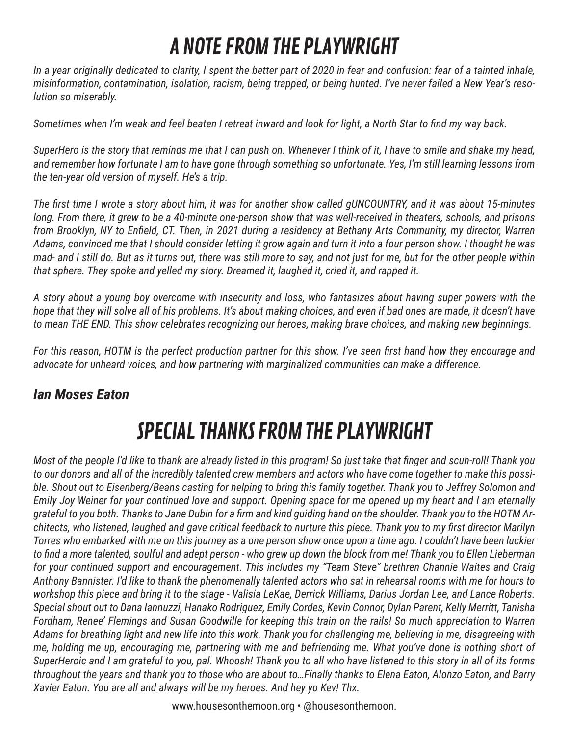# A NOTE FROM THE PLAYWRIGHT

*In a year originally dedicated to clarity, I spent the better part of 2020 in fear and confusion: fear of a tainted inhale, misinformation, contamination, isolation, racism, being trapped, or being hunted. I've never failed a New Year's resolution so miserably.*

*Sometimes when I'm weak and feel beaten I retreat inward and look for light, a North Star to find my way back.*

*SuperHero is the story that reminds me that I can push on. Whenever I think of it, I have to smile and shake my head, and remember how fortunate I am to have gone through something so unfortunate. Yes, I'm still learning lessons from the ten-year old version of myself. He's a trip.*

*The first time I wrote a story about him, it was for another show called gUNCOUNTRY, and it was about 15-minutes long. From there, it grew to be a 40-minute one-person show that was well-received in theaters, schools, and prisons from Brooklyn, NY to Enfield, CT. Then, in 2021 during a residency at Bethany Arts Community, my director, Warren Adams, convinced me that I should consider letting it grow again and turn it into a four person show. I thought he was mad- and I still do. But as it turns out, there was still more to say, and not just for me, but for the other people within that sphere. They spoke and yelled my story. Dreamed it, laughed it, cried it, and rapped it.*

*A story about a young boy overcome with insecurity and loss, who fantasizes about having super powers with the hope that they will solve all of his problems. It's about making choices, and even if bad ones are made, it doesn't have to mean THE END. This show celebrates recognizing our heroes, making brave choices, and making new beginnings.*

*For this reason, HOTM is the perfect production partner for this show. I've seen first hand how they encourage and advocate for unheard voices, and how partnering with marginalized communities can make a difference.*

***Ian Moses Eaton***

# SPECIAL THANKS FROM THE PLAYWRIGHT

*Most of the people I'd like to thank are already listed in this program! So just take that finger and scuh-roll! Thank you to our donors and all of the incredibly talented crew members and actors who have come together to make this possible. Shout out to Eisenberg/Beans casting for helping to bring this family together. Thank you to Jeffrey Solomon and Emily Joy Weiner for your continued love and support. Opening space for me opened up my heart and I am eternally grateful to you both. Thanks to Jane Dubin for a firm and kind guiding hand on the shoulder. Thank you to the HOTM Architects, who listened, laughed and gave critical feedback to nurture this piece. Thank you to my first director Marilyn Torres who embarked with me on this journey as a one person show once upon a time ago. I couldn't have been luckier to find a more talented, soulful and adept person - who grew up down the block from me! Thank you to Ellen Lieberman for your continued support and encouragement. This includes my "Team Steve" brethren Channie Waites and Craig Anthony Bannister. I'd like to thank the phenomenally talented actors who sat in rehearsal rooms with me for hours to workshop this piece and bring it to the stage - Valisia LeKae, Derrick Williams, Darius Jordan Lee, and Lance Roberts. Special shout out to Dana Iannuzzi, Hanako Rodriguez, Emily Cordes, Kevin Connor, Dylan Parent, Kelly Merritt, Tanisha Fordham, Renee' Flemings and Susan Goodwille for keeping this train on the rails! So much appreciation to Warren Adams for breathing light and new life into this work. Thank you for challenging me, believing in me, disagreeing with me, holding me up, encouraging me, partnering with me and befriending me. What you've done is nothing short of SuperHeroic and I am grateful to you, pal. Whoosh! Thank you to all who have listened to this story in all of its forms throughout the years and thank you to those who are about to…Finally thanks to Elena Eaton, Alonzo Eaton, and Barry Xavier Eaton. You are all and always will be my heroes. And hey yo Kev! Thx.*

www.housesonthemoon.org • @housesonthemoon.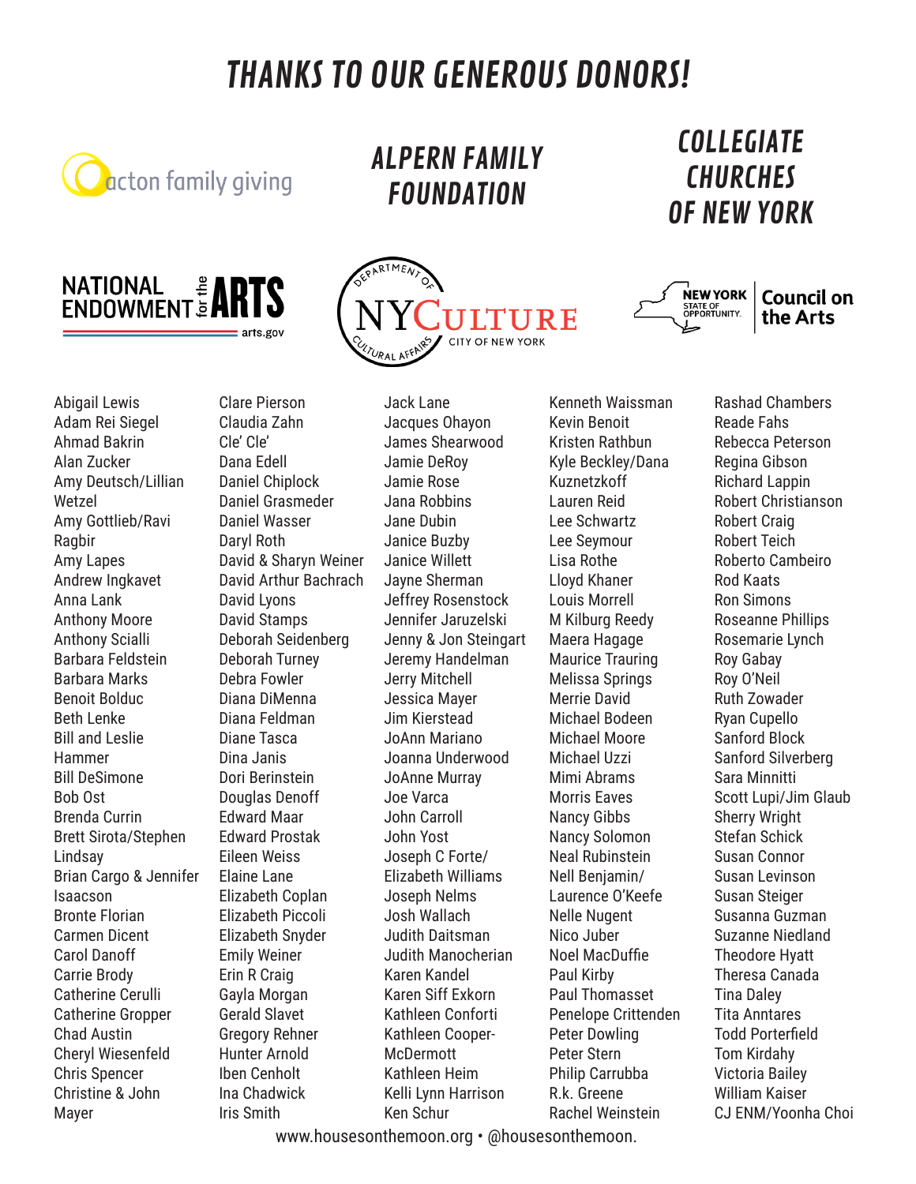# THANKS TO OUR GENEROUS DONORS!

acton family giving

ALPERN FAMILY FOUNDATION

COLLEGIATE CHURCHES OF NEW YORK

NATIONAL ENDOWMENT for the ARTS arts.gov

DEPARTMENT OF CULTURAL AFFAIRS NYCULTURE CITY OF NEW YORK

NEW YORK STATE OF OPPORTUNITY. Council on the Arts

Abigail Lewis
Adam Rei Siegel
Ahmad Bakrin
Alan Zucker
Amy Deutsch/Lillian Wetzel
Amy Gottlieb/Ravi Ragbir
Amy Lapes
Andrew Ingkavet
Anna Lank
Anthony Moore
Anthony Scialli
Barbara Feldstein
Barbara Marks
Benoit Bolduc
Beth Lenke
Bill and Leslie Hammer
Bill DeSimone
Bob Ost
Brenda Currin
Brett Sirota/Stephen Lindsay
Brian Cargo & Jennifer Isaacson
Bronte Florian
Carmen Dicent
Carol Danoff
Carrie Brody
Catherine Cerulli
Catherine Gropper
Chad Austin
Cheryl Wiesenfeld
Chris Spencer
Christine & John Mayer
Clare Pierson
Claudia Zahn
Cle' Cle'
Dana Edell
Daniel Chiplock
Daniel Grasmeder
Daniel Wasser
Daryl Roth
David & Sharyn Weiner
David Arthur Bachrach
David Lyons
David Stamps
Deborah Seidenberg
Deborah Turney
Debra Fowler
Diana DiMenna
Diana Feldman
Diane Tasca
Dina Janis
Dori Berinstein
Douglas Denoff
Edward Maar
Edward Prostak
Eileen Weiss
Elaine Lane
Elizabeth Coplan
Elizabeth Piccoli
Elizabeth Snyder
Emily Weiner
Erin R Craig
Gayla Morgan
Gerald Slavet
Gregory Rehner
Hunter Arnold
Iben Cenholt
Ina Chadwick
Iris Smith
Jack Lane
Jacques Ohayon
James Shearwood
Jamie DeRoy
Jamie Rose
Jana Robbins
Jane Dubin
Janice Buzby
Janice Willett
Jayne Sherman
Jeffrey Rosenstock
Jennifer Jaruzelski
Jenny & Jon Steingart
Jeremy Handelman
Jerry Mitchell
Jessica Mayer
Jim Kierstead
JoAnn Mariano
Joanna Underwood
JoAnne Murray
Joe Varca
John Carroll
John Yost
Joseph C Forte/ Elizabeth Williams
Joseph Nelms
Josh Wallach
Judith Daitsman
Judith Manocherian
Karen Kandel
Karen Siff Exkorn
Kathleen Conforti
Kathleen Cooper-McDermott
Kathleen Heim
Kelli Lynn Harrison
Ken Schur
Kenneth Waissman
Kevin Benoit
Kristen Rathbun
Kyle Beckley/Dana Kuznetzkoff
Lauren Reid
Lee Schwartz
Lee Seymour
Lisa Rothe
Lloyd Khaner
Louis Morrell
M Kilburg Reedy
Maera Hagage
Maurice Trauring
Melissa Springs
Merrie David
Michael Bodeen
Michael Moore
Michael Uzzi
Mimi Abrams
Morris Eaves
Nancy Gibbs
Nancy Solomon
Neal Rubinstein
Nell Benjamin/ Laurence O'Keefe
Nelle Nugent
Nico Juber
Noel MacDuffie
Paul Kirby
Paul Thomasset
Penelope Crittenden
Peter Dowling
Peter Stern
Philip Carrubba
R.k. Greene
Rachel Weinstein
Rashad Chambers
Reade Fahs
Rebecca Peterson
Regina Gibson
Richard Lappin
Robert Christianson
Robert Craig
Robert Teich
Roberto Cambeiro
Rod Kaats
Ron Simons
Roseanne Phillips
Rosemarie Lynch
Roy Gabay
Roy O'Neil
Ruth Zowader
Ryan Cupello
Sanford Block
Sanford Silverberg
Sara Minnitti
Scott Lupi/Jim Glaub
Sherry Wright
Stefan Schick
Susan Connor
Susan Levinson
Susan Steiger
Susanna Guzman
Suzanne Niedland
Theodore Hyatt
Theresa Canada
Tina Daley
Tita Anntares
Todd Porterfield
Tom Kirdahy
Victoria Bailey
William Kaiser
CJ ENM/Yoonha Choi

www.housesonthemoon.org • @housesonthemoon.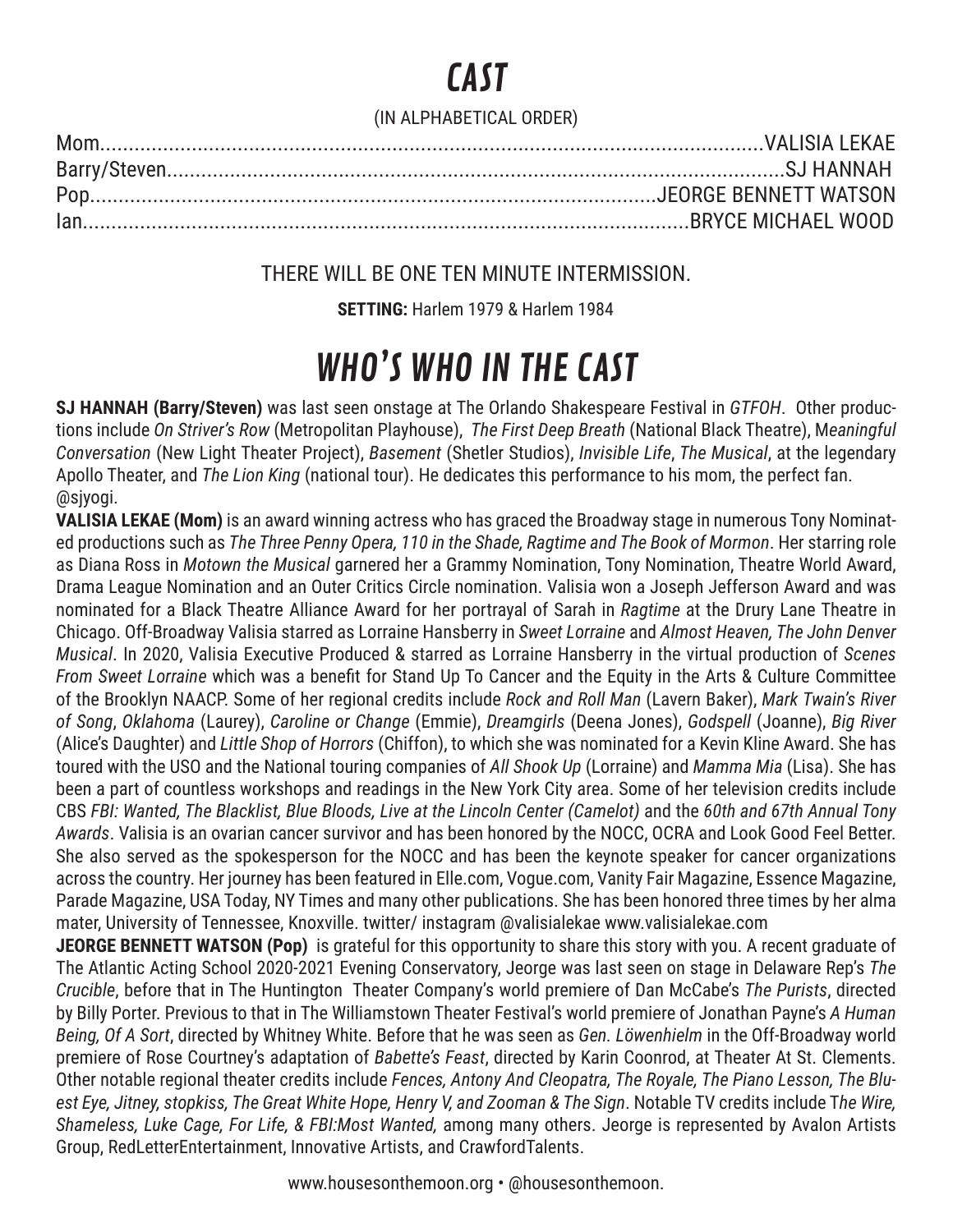# CAST

(IN ALPHABETICAL ORDER)

Mom..........................................................................................................VALISIA LEKAE
Barry/Steven...............................................................................................SJ HANNAH
Pop.......................................................................................JEORGE BENNETT WATSON
Ian..............................................................................................BRYCE MICHAEL WOOD

THERE WILL BE ONE TEN MINUTE INTERMISSION.

**SETTING:** Harlem 1979 & Harlem 1984

# WHO'S WHO IN THE CAST

**SJ HANNAH (Barry/Steven)** was last seen onstage at The Orlando Shakespeare Festival in *GTFOH*. Other productions include *On Striver's Row* (Metropolitan Playhouse), *The First Deep Breath* (National Black Theatre), M*eaningful Conversation* (New Light Theater Project), *Basement* (Shetler Studios), *Invisible Life*, *The Musical*, at the legendary Apollo Theater, and *The Lion King* (national tour). He dedicates this performance to his mom, the perfect fan. @sjyogi.

**VALISIA LEKAE (Mom)** is an award winning actress who has graced the Broadway stage in numerous Tony Nominated productions such as *The Three Penny Opera, 110 in the Shade, Ragtime and The Book of Mormon*. Her starring role as Diana Ross in *Motown the Musical* garnered her a Grammy Nomination, Tony Nomination, Theatre World Award, Drama League Nomination and an Outer Critics Circle nomination. Valisia won a Joseph Jefferson Award and was nominated for a Black Theatre Alliance Award for her portrayal of Sarah in *Ragtime* at the Drury Lane Theatre in Chicago. Off-Broadway Valisia starred as Lorraine Hansberry in *Sweet Lorraine* and *Almost Heaven, The John Denver Musical*. In 2020, Valisia Executive Produced & starred as Lorraine Hansberry in the virtual production of *Scenes From Sweet Lorraine* which was a benefit for Stand Up To Cancer and the Equity in the Arts & Culture Committee of the Brooklyn NAACP. Some of her regional credits include *Rock and Roll Man* (Lavern Baker), *Mark Twain's River of Song*, *Oklahoma* (Laurey), *Caroline or Change* (Emmie), *Dreamgirls* (Deena Jones), *Godspell* (Joanne), *Big River* (Alice's Daughter) and *Little Shop of Horrors* (Chiffon), to which she was nominated for a Kevin Kline Award. She has toured with the USO and the National touring companies of *All Shook Up* (Lorraine) and *Mamma Mia* (Lisa). She has been a part of countless workshops and readings in the New York City area. Some of her television credits include CBS *FBI: Wanted, The Blacklist, Blue Bloods, Live at the Lincoln Center (Camelot)* and the *60th and 67th Annual Tony Awards*. Valisia is an ovarian cancer survivor and has been honored by the NOCC, OCRA and Look Good Feel Better. She also served as the spokesperson for the NOCC and has been the keynote speaker for cancer organizations across the country. Her journey has been featured in Elle.com, Vogue.com, Vanity Fair Magazine, Essence Magazine, Parade Magazine, USA Today, NY Times and many other publications. She has been honored three times by her alma mater, University of Tennessee, Knoxville. twitter/ instagram @valisialekae www.valisialekae.com

**JEORGE BENNETT WATSON (Pop)** is grateful for this opportunity to share this story with you. A recent graduate of The Atlantic Acting School 2020-2021 Evening Conservatory, Jeorge was last seen on stage in Delaware Rep's *The Crucible*, before that in The Huntington Theater Company's world premiere of Dan McCabe's *The Purists*, directed by Billy Porter. Previous to that in The Williamstown Theater Festival's world premiere of Jonathan Payne's *A Human Being, Of A Sort*, directed by Whitney White. Before that he was seen as *Gen. Löwenhielm* in the Off-Broadway world premiere of Rose Courtney's adaptation of *Babette's Feast*, directed by Karin Coonrod, at Theater At St. Clements. Other notable regional theater credits include *Fences, Antony And Cleopatra, The Royale, The Piano Lesson, The Bluest Eye, Jitney, stopkiss, The Great White Hope, Henry V, and Zooman & The Sign*. Notable TV credits include T*he Wire, Shameless, Luke Cage, For Life, & FBI:Most Wanted,* among many others. Jeorge is represented by Avalon Artists Group, RedLetterEntertainment, Innovative Artists, and CrawfordTalents.

www.housesonthemoon.org • @housesonthemoon.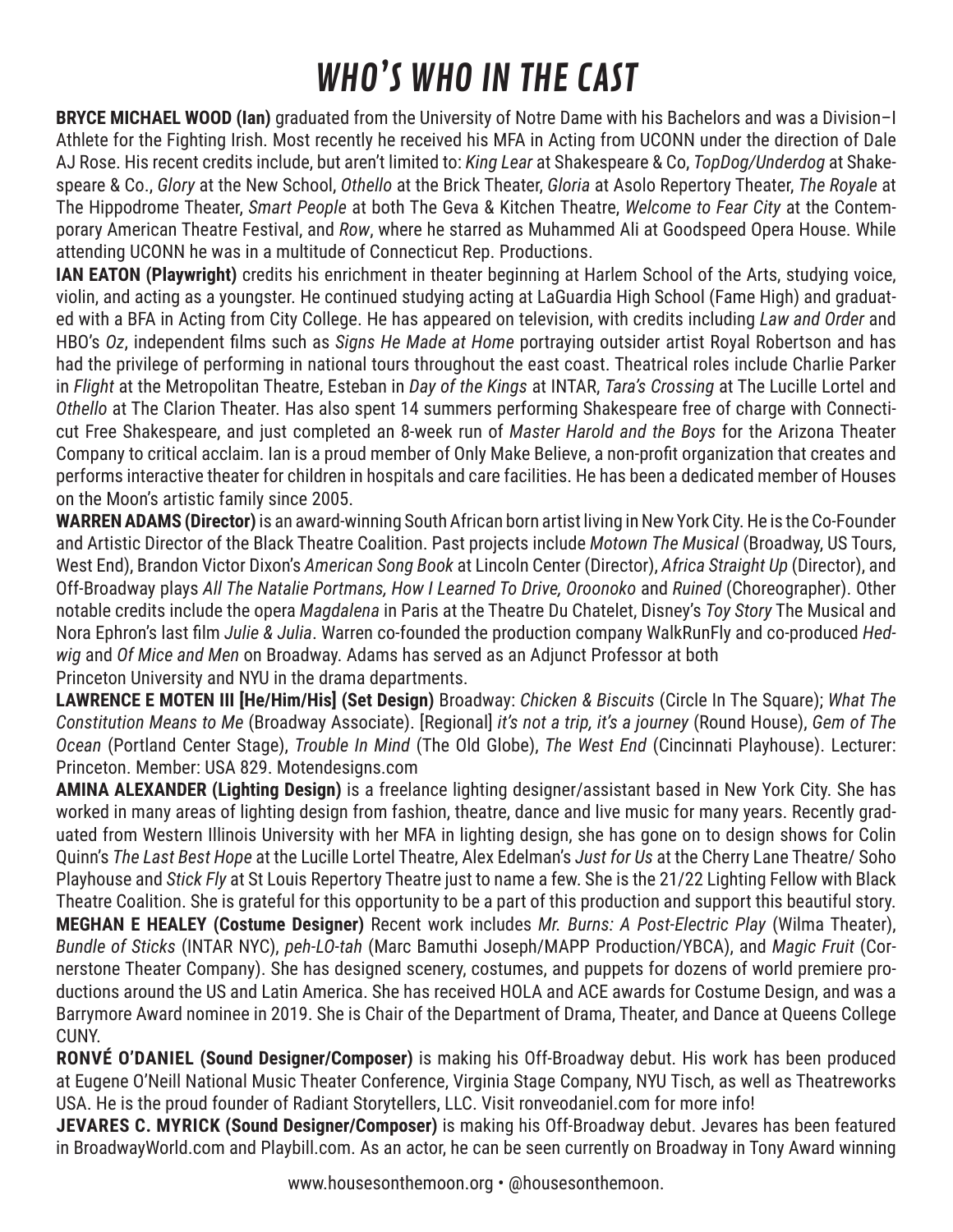// WHO'S WHO IN THE CAST — page 5 of 7
# WHO'S WHO IN THE CAST

**BRYCE MICHAEL WOOD (Ian)** graduated from the University of Notre Dame with his Bachelors and was a Division–I Athlete for the Fighting Irish. Most recently he received his MFA in Acting from UCONN under the direction of Dale AJ Rose. His recent credits include, but aren't limited to: *King Lear* at Shakespeare & Co, *TopDog/Underdog* at Shakespeare & Co., *Glory* at the New School, *Othello* at the Brick Theater, *Gloria* at Asolo Repertory Theater, *The Royale* at The Hippodrome Theater, *Smart People* at both The Geva & Kitchen Theatre, *Welcome to Fear City* at the Contemporary American Theatre Festival, and *Row*, where he starred as Muhammed Ali at Goodspeed Opera House. While attending UCONN he was in a multitude of Connecticut Rep. Productions.

**IAN EATON (Playwright)** credits his enrichment in theater beginning at Harlem School of the Arts, studying voice, violin, and acting as a youngster. He continued studying acting at LaGuardia High School (Fame High) and graduated with a BFA in Acting from City College. He has appeared on television, with credits including *Law and Order* and HBO's *Oz*, independent films such as *Signs He Made at Home* portraying outsider artist Royal Robertson and has had the privilege of performing in national tours throughout the east coast. Theatrical roles include Charlie Parker in *Flight* at the Metropolitan Theatre, Esteban in *Day of the Kings* at INTAR, *Tara's Crossing* at The Lucille Lortel and *Othello* at The Clarion Theater. Has also spent 14 summers performing Shakespeare free of charge with Connecticut Free Shakespeare, and just completed an 8-week run of *Master Harold and the Boys* for the Arizona Theater Company to critical acclaim. Ian is a proud member of Only Make Believe, a non-profit organization that creates and performs interactive theater for children in hospitals and care facilities. He has been a dedicated member of Houses on the Moon's artistic family since 2005.

**WARREN ADAMS (Director)** is an award-winning South African born artist living in New York City. He is the Co-Founder and Artistic Director of the Black Theatre Coalition. Past projects include *Motown The Musical* (Broadway, US Tours, West End), Brandon Victor Dixon's *American Song Book* at Lincoln Center (Director), *Africa Straight Up* (Director), and Off-Broadway plays *All The Natalie Portmans, How I Learned To Drive, Oroonoko* and *Ruined* (Choreographer). Other notable credits include the opera *Magdalena* in Paris at the Theatre Du Chatelet, Disney's *Toy Story* The Musical and Nora Ephron's last film *Julie & Julia*. Warren co-founded the production company WalkRunFly and co-produced *Hedwig* and *Of Mice and Men* on Broadway. Adams has served as an Adjunct Professor at both Princeton University and NYU in the drama departments.

**LAWRENCE E MOTEN III [He/Him/His] (Set Design)** Broadway: *Chicken & Biscuits* (Circle In The Square); *What The Constitution Means to Me* (Broadway Associate). [Regional] *it's not a trip, it's a journey* (Round House), *Gem of The Ocean* (Portland Center Stage), *Trouble In Mind* (The Old Globe), *The West End* (Cincinnati Playhouse). Lecturer: Princeton. Member: USA 829. Motendesigns.com

**AMINA ALEXANDER (Lighting Design)** is a freelance lighting designer/assistant based in New York City. She has worked in many areas of lighting design from fashion, theatre, dance and live music for many years. Recently graduated from Western Illinois University with her MFA in lighting design, she has gone on to design shows for Colin Quinn's *The Last Best Hope* at the Lucille Lortel Theatre, Alex Edelman's *Just for Us* at the Cherry Lane Theatre/ Soho Playhouse and *Stick Fly* at St Louis Repertory Theatre just to name a few. She is the 21/22 Lighting Fellow with Black Theatre Coalition. She is grateful for this opportunity to be a part of this production and support this beautiful story.

**MEGHAN E HEALEY (Costume Designer)** Recent work includes *Mr. Burns: A Post-Electric Play* (Wilma Theater), *Bundle of Sticks* (INTAR NYC), *peh-LO-tah* (Marc Bamuthi Joseph/MAPP Production/YBCA), and *Magic Fruit* (Cornerstone Theater Company). She has designed scenery, costumes, and puppets for dozens of world premiere productions around the US and Latin America. She has received HOLA and ACE awards for Costume Design, and was a Barrymore Award nominee in 2019. She is Chair of the Department of Drama, Theater, and Dance at Queens College CUNY.

**RONVÉ O'DANIEL (Sound Designer/Composer)** is making his Off-Broadway debut. His work has been produced at Eugene O'Neill National Music Theater Conference, Virginia Stage Company, NYU Tisch, as well as Theatreworks USA. He is the proud founder of Radiant Storytellers, LLC. Visit ronveodaniel.com for more info!

**JEVARES C. MYRICK (Sound Designer/Composer)** is making his Off-Broadway debut. Jevares has been featured in BroadwayWorld.com and Playbill.com. As an actor, he can be seen currently on Broadway in Tony Award winning

www.housesonthemoon.org • @housesonthemoon.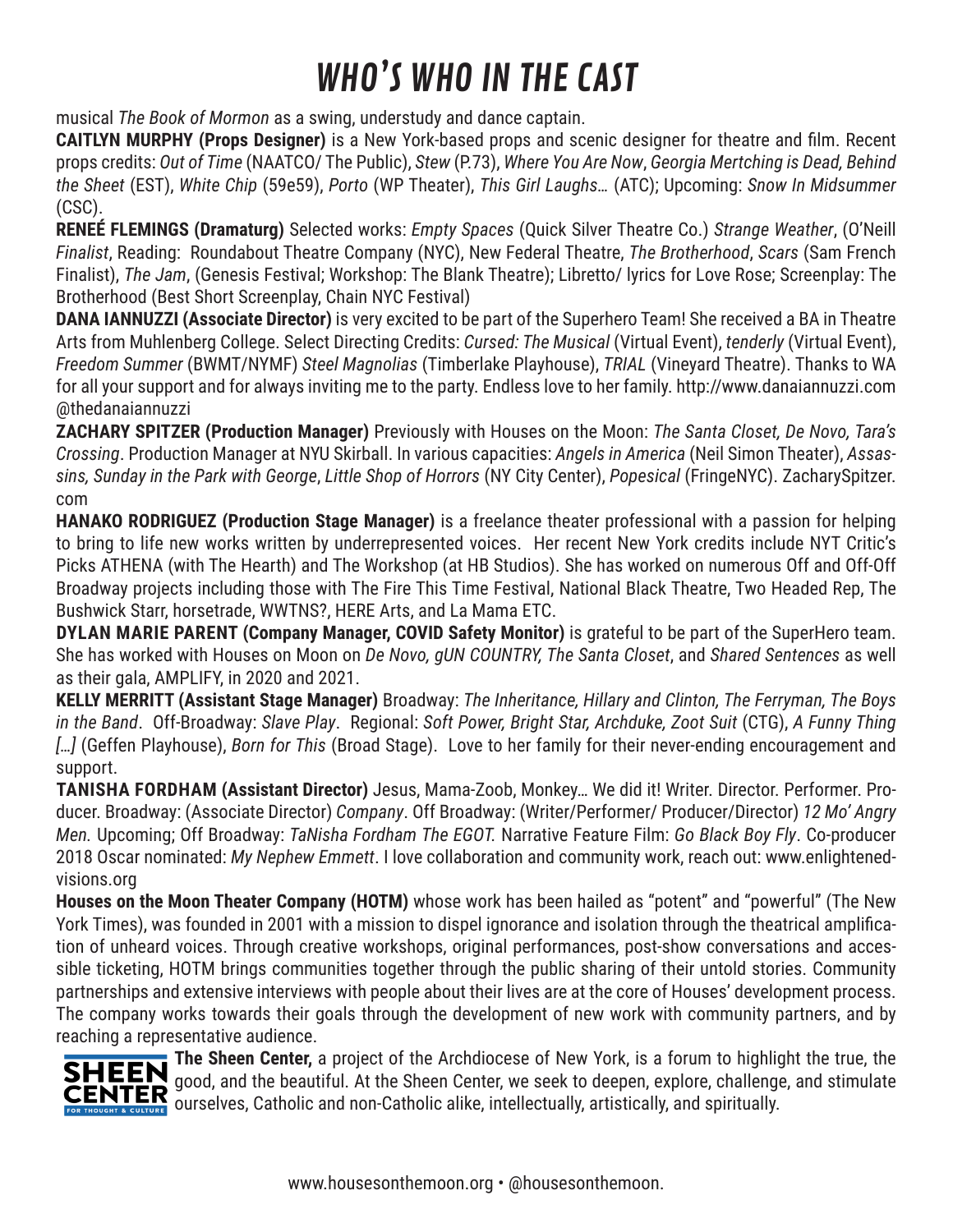# WHO'S WHO IN THE CAST

musical *The Book of Mormon* as a swing, understudy and dance captain.

**CAITLYN MURPHY (Props Designer)** is a New York-based props and scenic designer for theatre and film. Recent props credits: *Out of Time* (NAATCO/ The Public), *Stew* (P.73), *Where You Are Now*, *Georgia Mertching is Dead, Behind the Sheet* (EST), *White Chip* (59e59), *Porto* (WP Theater), *This Girl Laughs…* (ATC); Upcoming: *Snow In Midsummer* (CSC).

**RENEÉ FLEMINGS (Dramaturg)** Selected works: *Empty Spaces* (Quick Silver Theatre Co.) *Strange Weather*, (O'Neill *Finalist*, Reading: Roundabout Theatre Company (NYC), New Federal Theatre, *The Brotherhood*, *Scars* (Sam French Finalist), *The Jam*, (Genesis Festival; Workshop: The Blank Theatre); Libretto/ lyrics for Love Rose; Screenplay: The Brotherhood (Best Short Screenplay, Chain NYC Festival)

**DANA IANNUZZI (Associate Director)** is very excited to be part of the Superhero Team! She received a BA in Theatre Arts from Muhlenberg College. Select Directing Credits: *Cursed: The Musical* (Virtual Event), *tenderly* (Virtual Event), *Freedom Summer* (BWMT/NYMF) *Steel Magnolias* (Timberlake Playhouse), *TRIAL* (Vineyard Theatre). Thanks to WA for all your support and for always inviting me to the party. Endless love to her family. http://www.danaiannuzzi.com @thedanaiannuzzi

**ZACHARY SPITZER (Production Manager)** Previously with Houses on the Moon: *The Santa Closet, De Novo, Tara's Crossing*. Production Manager at NYU Skirball. In various capacities: *Angels in America* (Neil Simon Theater), *Assassins, Sunday in the Park with George*, *Little Shop of Horrors* (NY City Center), *Popesical* (FringeNYC). ZacharySpitzer.com

**HANAKO RODRIGUEZ (Production Stage Manager)** is a freelance theater professional with a passion for helping to bring to life new works written by underrepresented voices. Her recent New York credits include NYT Critic's Picks ATHENA (with The Hearth) and The Workshop (at HB Studios). She has worked on numerous Off and Off-Off Broadway projects including those with The Fire This Time Festival, National Black Theatre, Two Headed Rep, The Bushwick Starr, horsetrade, WWTNS?, HERE Arts, and La Mama ETC.

**DYLAN MARIE PARENT (Company Manager, COVID Safety Monitor)** is grateful to be part of the SuperHero team. She has worked with Houses on Moon on *De Novo, gUN COUNTRY, The Santa Closet*, and *Shared Sentences* as well as their gala, AMPLIFY, in 2020 and 2021.

**KELLY MERRITT (Assistant Stage Manager)** Broadway: *The Inheritance, Hillary and Clinton, The Ferryman, The Boys in the Band*. Off-Broadway: *Slave Play*. Regional: *Soft Power, Bright Star, Archduke, Zoot Suit* (CTG), *A Funny Thing […]* (Geffen Playhouse), *Born for This* (Broad Stage). Love to her family for their never-ending encouragement and support.

**TANISHA FORDHAM (Assistant Director)** Jesus, Mama-Zoob, Monkey… We did it! Writer. Director. Performer. Producer. Broadway: (Associate Director) *Company*. Off Broadway: (Writer/Performer/ Producer/Director) *12 Mo' Angry Men.* Upcoming; Off Broadway: *TaNisha Fordham The EGOT.* Narrative Feature Film: *Go Black Boy Fly*. Co-producer 2018 Oscar nominated: *My Nephew Emmett*. I love collaboration and community work, reach out: www.enlightened-visions.org

**Houses on the Moon Theater Company (HOTM)** whose work has been hailed as "potent" and "powerful" (The New York Times), was founded in 2001 with a mission to dispel ignorance and isolation through the theatrical amplification of unheard voices. Through creative workshops, original performances, post-show conversations and accessible ticketing, HOTM brings communities together through the public sharing of their untold stories. Community partnerships and extensive interviews with people about their lives are at the core of Houses' development process. The company works towards their goals through the development of new work with community partners, and by reaching a representative audience.

SHEEN CENTER FOR THOUGHT & CULTURE

**The Sheen Center,** a project of the Archdiocese of New York, is a forum to highlight the true, the good, and the beautiful. At the Sheen Center, we seek to deepen, explore, challenge, and stimulate ourselves, Catholic and non-Catholic alike, intellectually, artistically, and spiritually.

www.housesonthemoon.org • @housesonthemoon.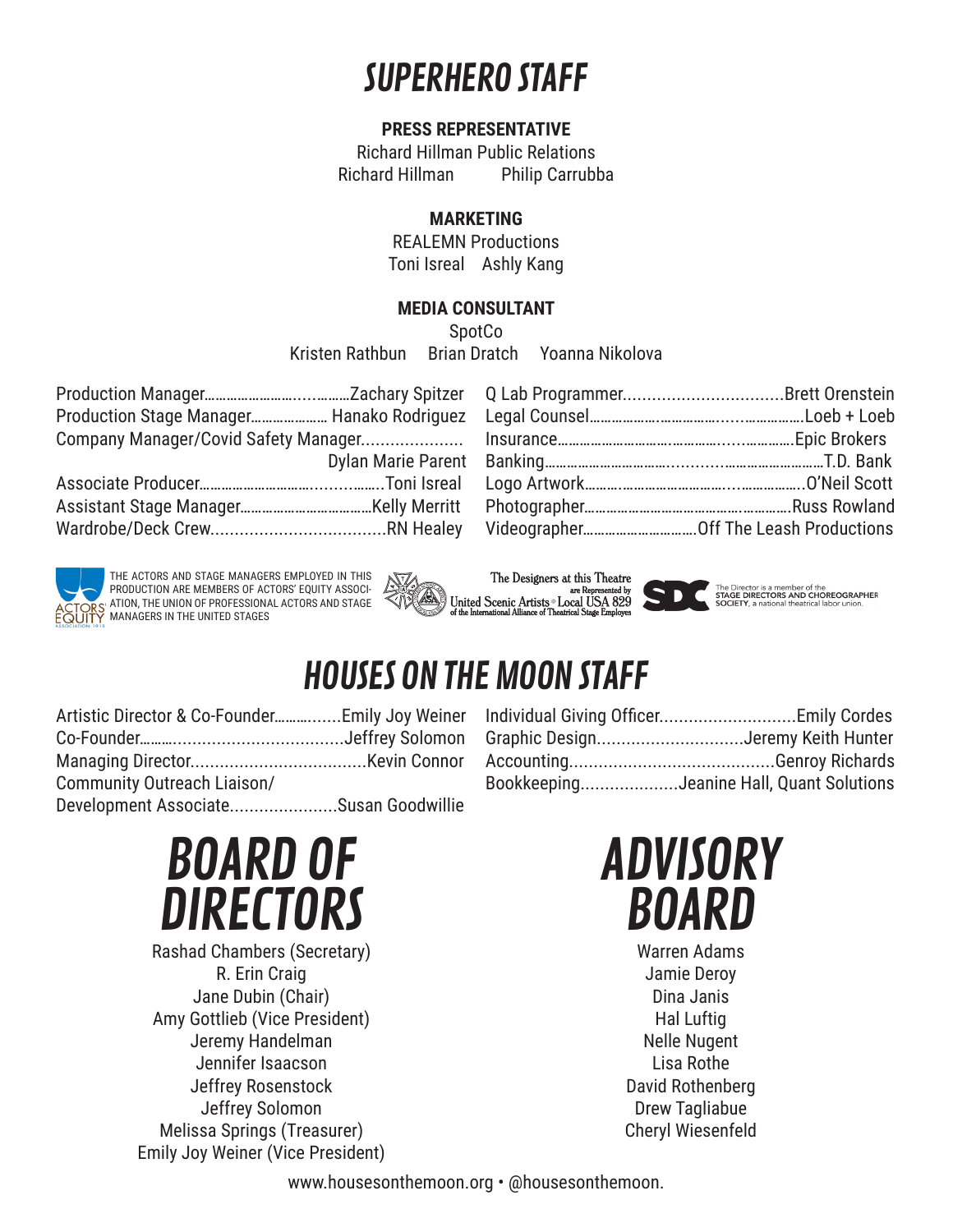# SUPERHERO STAFF

**PRESS REPRESENTATIVE**

Richard Hillman Public Relations
Richard Hillman    Philip Carrubba

**MARKETING**

REALEMN Productions
Toni Isreal    Ashly Kang

**MEDIA CONSULTANT**

SpotCo
Kristen Rathbun    Brian Dratch    Yoanna Nikolova

Production Manager....................Zachary Spitzer
Production Stage Manager.................. Hanako Rodriguez
Company Manager/Covid Safety Manager....................
Dylan Marie Parent
Associate Producer.............................Toni Isreal
Assistant Stage Manager..............................Kelly Merritt
Wardrobe/Deck Crew...................................RN Healey
Q Lab Programmer.................................Brett Orenstein
Legal Counsel..........................................Loeb + Loeb
Insurance..............................................Epic Brokers
Banking.....................................................T.D. Bank
Logo Artwork..........................................O'Neil Scott
Photographer..........................................Russ Rowland
Videographer.............................Off The Leash Productions

THE ACTORS AND STAGE MANAGERS EMPLOYED IN THIS PRODUCTION ARE MEMBERS OF ACTORS' EQUITY ASSOCIATION, THE UNION OF PROFESSIONAL ACTORS AND STAGE MANAGERS IN THE UNITED STAGES

The Designers at this Theatre are Represented by United Scenic Artists Local USA 829 of the International Alliance of Theatrical Stage Employes

The Director is a member of the STAGE DIRECTORS AND CHOREOGRAPHERS SOCIETY, a national theatrical labor union.

# HOUSES ON THE MOON STAFF

Artistic Director & Co-Founder..................Emily Joy Weiner
Co-Founder.............................................Jeffrey Solomon
Managing Director....................................Kevin Connor
Community Outreach Liaison/
Development Associate......................Susan Goodwillie
Individual Giving Officer............................Emily Cordes
Graphic Design..............................Jeremy Keith Hunter
Accounting.........................................Genroy Richards
Bookkeeping....................Jeanine Hall, Quant Solutions

# BOARD OF DIRECTORS

Rashad Chambers (Secretary)
R. Erin Craig
Jane Dubin (Chair)
Amy Gottlieb (Vice President)
Jeremy Handelman
Jennifer Isaacson
Jeffrey Rosenstock
Jeffrey Solomon
Melissa Springs (Treasurer)
Emily Joy Weiner (Vice President)

# ADVISORY BOARD

Warren Adams
Jamie Deroy
Dina Janis
Hal Luftig
Nelle Nugent
Lisa Rothe
David Rothenberg
Drew Tagliabue
Cheryl Wiesenfeld

www.housesonthemoon.org • @housesonthemoon.